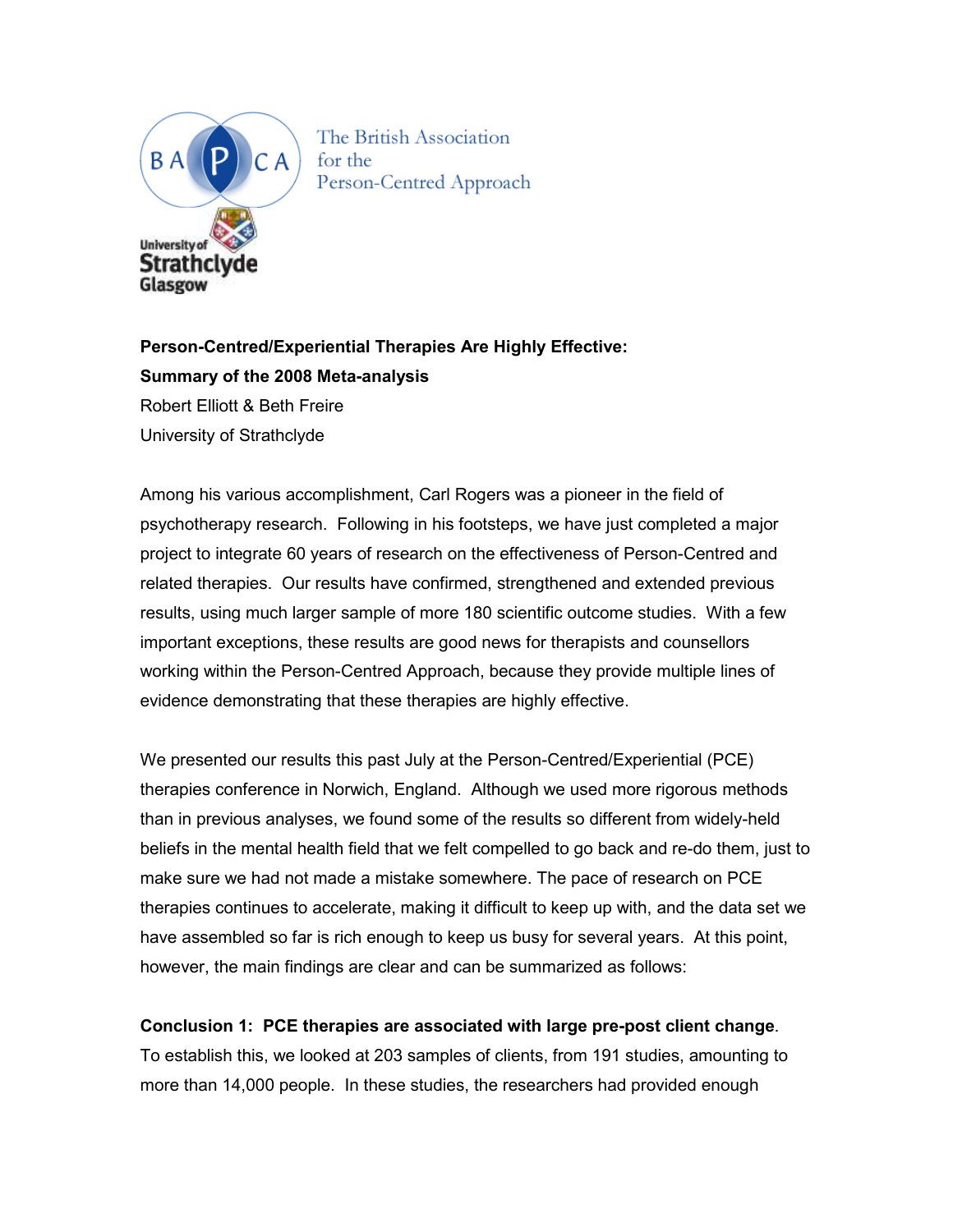The British Association for the Person-Centred Approach

University of Strathclyde Glasgow

**Person-Centred/Experiential Therapies Are Highly Effective:**
**Summary of the 2008 Meta-analysis**

Robert Elliott & Beth Freire
University of Strathclyde

Among his various accomplishment, Carl Rogers was a pioneer in the field of psychotherapy research. Following in his footsteps, we have just completed a major project to integrate 60 years of research on the effectiveness of Person-Centred and related therapies. Our results have confirmed, strengthened and extended previous results, using much larger sample of more 180 scientific outcome studies. With a few important exceptions, these results are good news for therapists and counsellors working within the Person-Centred Approach, because they provide multiple lines of evidence demonstrating that these therapies are highly effective.

We presented our results this past July at the Person-Centred/Experiential (PCE) therapies conference in Norwich, England. Although we used more rigorous methods than in previous analyses, we found some of the results so different from widely-held beliefs in the mental health field that we felt compelled to go back and re-do them, just to make sure we had not made a mistake somewhere. The pace of research on PCE therapies continues to accelerate, making it difficult to keep up with, and the data set we have assembled so far is rich enough to keep us busy for several years. At this point, however, the main findings are clear and can be summarized as follows:

**Conclusion 1: PCE therapies are associated with large pre-post client change**. To establish this, we looked at 203 samples of clients, from 191 studies, amounting to more than 14,000 people. In these studies, the researchers had provided enough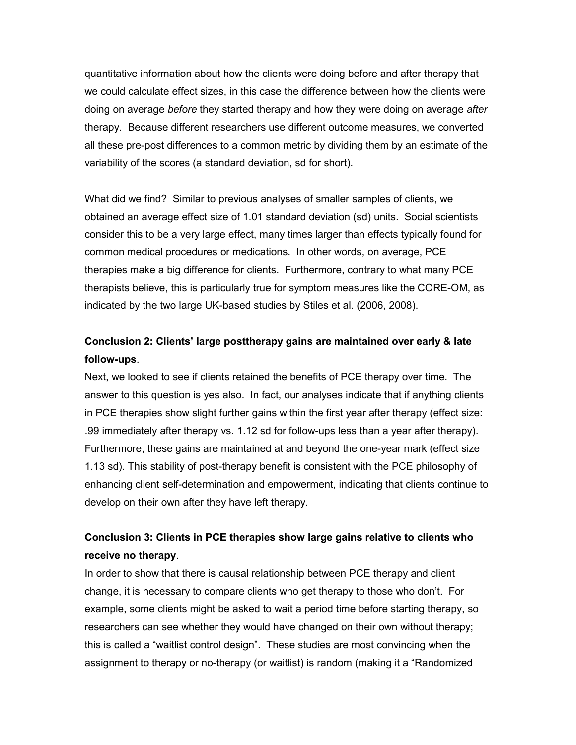quantitative information about how the clients were doing before and after therapy that we could calculate effect sizes, in this case the difference between how the clients were doing on average *before* they started therapy and how they were doing on average *after* therapy. Because different researchers use different outcome measures, we converted all these pre-post differences to a common metric by dividing them by an estimate of the variability of the scores (a standard deviation, sd for short).

What did we find? Similar to previous analyses of smaller samples of clients, we obtained an average effect size of 1.01 standard deviation (sd) units. Social scientists consider this to be a very large effect, many times larger than effects typically found for common medical procedures or medications. In other words, on average, PCE therapies make a big difference for clients. Furthermore, contrary to what many PCE therapists believe, this is particularly true for symptom measures like the CORE-OM, as indicated by the two large UK-based studies by Stiles et al. (2006, 2008).

**Conclusion 2: Clients' large posttherapy gains are maintained over early & late follow-ups**.

Next, we looked to see if clients retained the benefits of PCE therapy over time. The answer to this question is yes also. In fact, our analyses indicate that if anything clients in PCE therapies show slight further gains within the first year after therapy (effect size: .99 immediately after therapy vs. 1.12 sd for follow-ups less than a year after therapy). Furthermore, these gains are maintained at and beyond the one-year mark (effect size 1.13 sd). This stability of post-therapy benefit is consistent with the PCE philosophy of enhancing client self-determination and empowerment, indicating that clients continue to develop on their own after they have left therapy.

**Conclusion 3: Clients in PCE therapies show large gains relative to clients who receive no therapy**.

In order to show that there is causal relationship between PCE therapy and client change, it is necessary to compare clients who get therapy to those who don't. For example, some clients might be asked to wait a period time before starting therapy, so researchers can see whether they would have changed on their own without therapy; this is called a "waitlist control design". These studies are most convincing when the assignment to therapy or no-therapy (or waitlist) is random (making it a "Randomized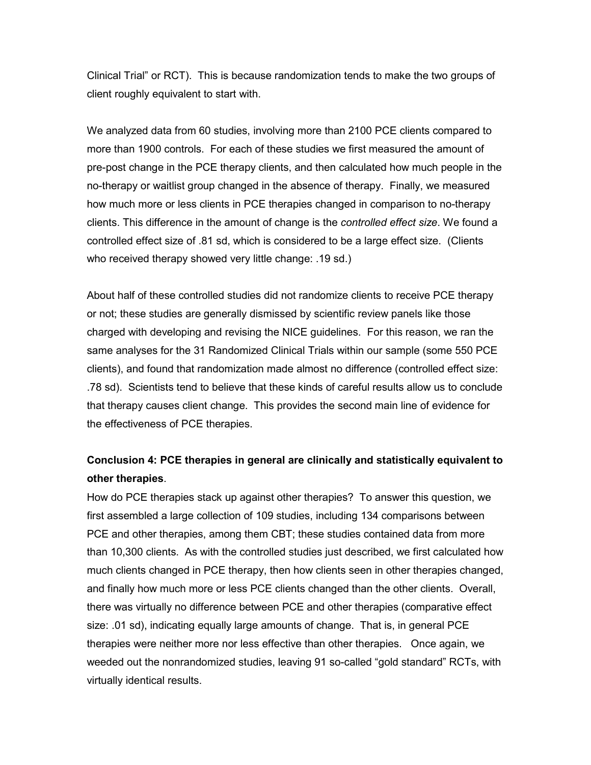Clinical Trial" or RCT). This is because randomization tends to make the two groups of client roughly equivalent to start with.

We analyzed data from 60 studies, involving more than 2100 PCE clients compared to more than 1900 controls. For each of these studies we first measured the amount of pre-post change in the PCE therapy clients, and then calculated how much people in the no-therapy or waitlist group changed in the absence of therapy. Finally, we measured how much more or less clients in PCE therapies changed in comparison to no-therapy clients. This difference in the amount of change is the *controlled effect size*. We found a controlled effect size of .81 sd, which is considered to be a large effect size. (Clients who received therapy showed very little change: .19 sd.)

About half of these controlled studies did not randomize clients to receive PCE therapy or not; these studies are generally dismissed by scientific review panels like those charged with developing and revising the NICE guidelines. For this reason, we ran the same analyses for the 31 Randomized Clinical Trials within our sample (some 550 PCE clients), and found that randomization made almost no difference (controlled effect size: .78 sd). Scientists tend to believe that these kinds of careful results allow us to conclude that therapy causes client change. This provides the second main line of evidence for the effectiveness of PCE therapies.

**Conclusion 4: PCE therapies in general are clinically and statistically equivalent to other therapies**.

How do PCE therapies stack up against other therapies? To answer this question, we first assembled a large collection of 109 studies, including 134 comparisons between PCE and other therapies, among them CBT; these studies contained data from more than 10,300 clients. As with the controlled studies just described, we first calculated how much clients changed in PCE therapy, then how clients seen in other therapies changed, and finally how much more or less PCE clients changed than the other clients. Overall, there was virtually no difference between PCE and other therapies (comparative effect size: .01 sd), indicating equally large amounts of change. That is, in general PCE therapies were neither more nor less effective than other therapies. Once again, we weeded out the nonrandomized studies, leaving 91 so-called "gold standard" RCTs, with virtually identical results.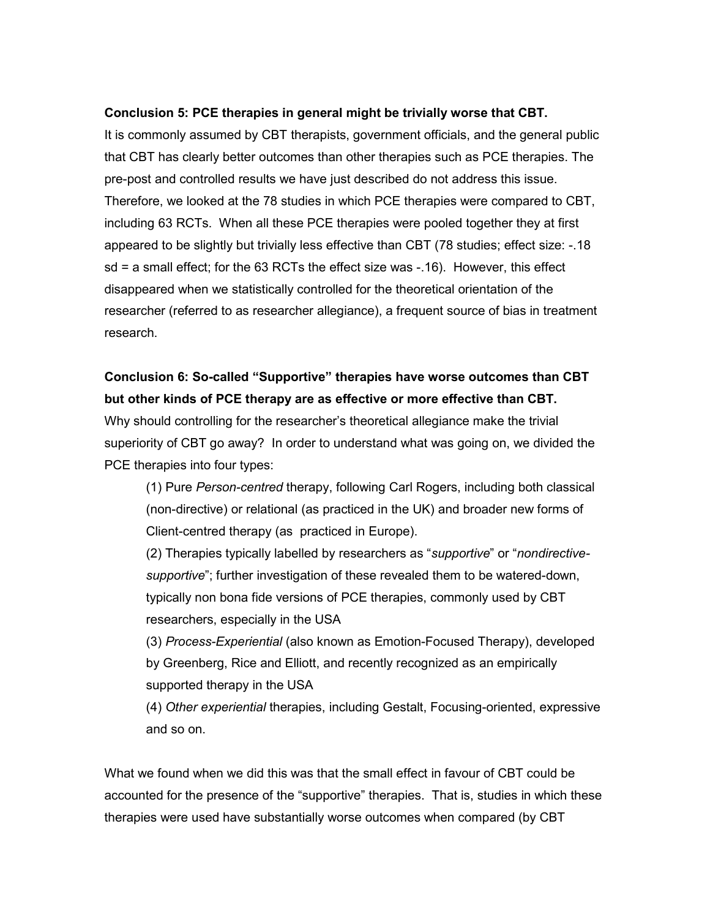**Conclusion 5: PCE therapies in general might be trivially worse that CBT.**

It is commonly assumed by CBT therapists, government officials, and the general public that CBT has clearly better outcomes than other therapies such as PCE therapies. The pre-post and controlled results we have just described do not address this issue. Therefore, we looked at the 78 studies in which PCE therapies were compared to CBT, including 63 RCTs. When all these PCE therapies were pooled together they at first appeared to be slightly but trivially less effective than CBT (78 studies; effect size: -.18 sd = a small effect; for the 63 RCTs the effect size was -.16). However, this effect disappeared when we statistically controlled for the theoretical orientation of the researcher (referred to as researcher allegiance), a frequent source of bias in treatment research.

**Conclusion 6: So-called "Supportive" therapies have worse outcomes than CBT but other kinds of PCE therapy are as effective or more effective than CBT.**

Why should controlling for the researcher's theoretical allegiance make the trivial superiority of CBT go away? In order to understand what was going on, we divided the PCE therapies into four types:

(1) Pure *Person-centred* therapy, following Carl Rogers, including both classical (non-directive) or relational (as practiced in the UK) and broader new forms of Client-centred therapy (as practiced in Europe).

(2) Therapies typically labelled by researchers as "*supportive*" or "*nondirective-supportive*"; further investigation of these revealed them to be watered-down, typically non bona fide versions of PCE therapies, commonly used by CBT researchers, especially in the USA

(3) *Process-Experiential* (also known as Emotion-Focused Therapy), developed by Greenberg, Rice and Elliott, and recently recognized as an empirically supported therapy in the USA

(4) *Other experiential* therapies, including Gestalt, Focusing-oriented, expressive and so on.

What we found when we did this was that the small effect in favour of CBT could be accounted for the presence of the "supportive" therapies. That is, studies in which these therapies were used have substantially worse outcomes when compared (by CBT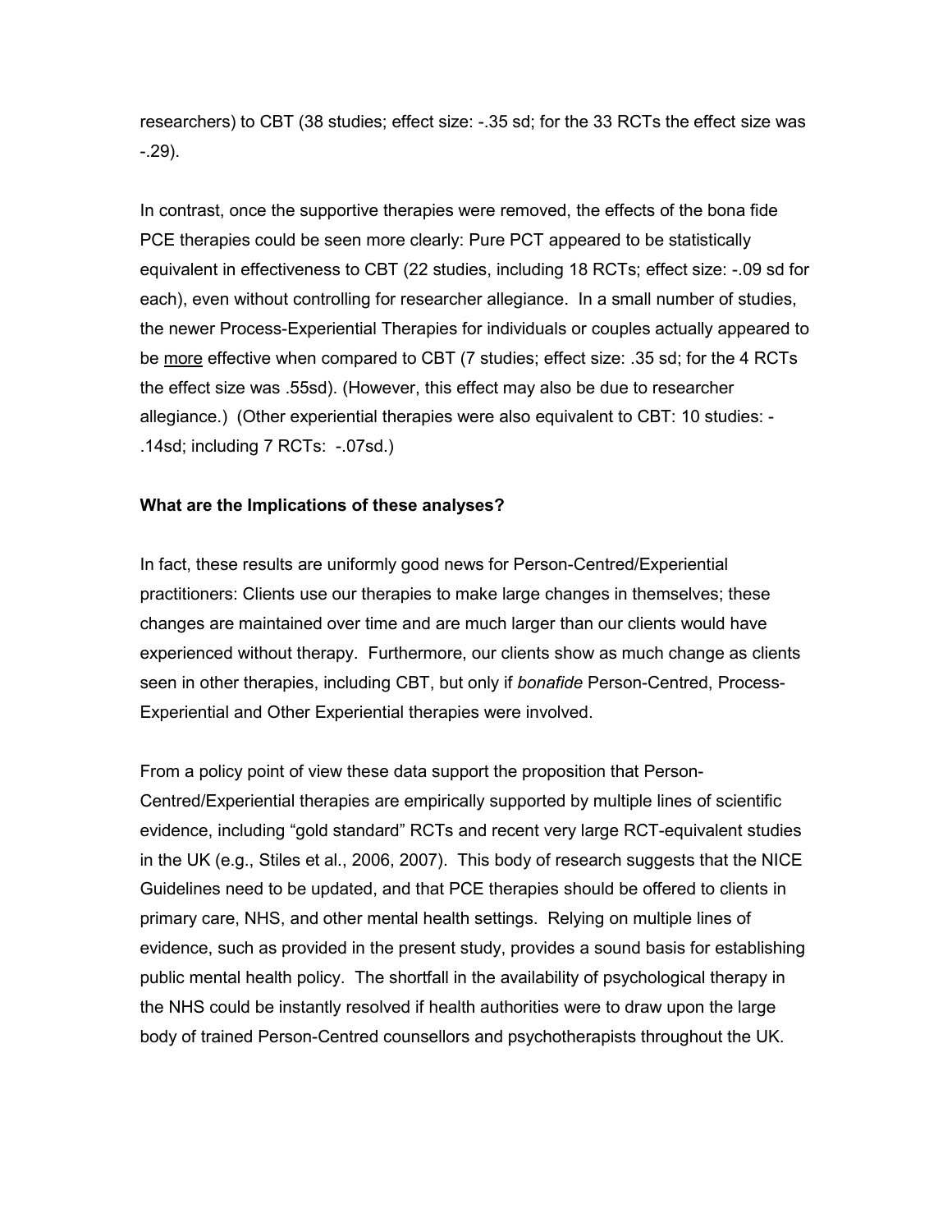researchers) to CBT (38 studies; effect size: -.35 sd; for the 33 RCTs the effect size was -.29).

In contrast, once the supportive therapies were removed, the effects of the bona fide PCE therapies could be seen more clearly: Pure PCT appeared to be statistically equivalent in effectiveness to CBT (22 studies, including 18 RCTs; effect size: -.09 sd for each), even without controlling for researcher allegiance. In a small number of studies, the newer Process-Experiential Therapies for individuals or couples actually appeared to be <u>more</u> effective when compared to CBT (7 studies; effect size: .35 sd; for the 4 RCTs the effect size was .55sd). (However, this effect may also be due to researcher allegiance.) (Other experiential therapies were also equivalent to CBT: 10 studies: -.14sd; including 7 RCTs: -.07sd.)

**What are the Implications of these analyses?**

In fact, these results are uniformly good news for Person-Centred/Experiential practitioners: Clients use our therapies to make large changes in themselves; these changes are maintained over time and are much larger than our clients would have experienced without therapy. Furthermore, our clients show as much change as clients seen in other therapies, including CBT, but only if *bonafide* Person-Centred, Process-Experiential and Other Experiential therapies were involved.

From a policy point of view these data support the proposition that Person-Centred/Experiential therapies are empirically supported by multiple lines of scientific evidence, including "gold standard" RCTs and recent very large RCT-equivalent studies in the UK (e.g., Stiles et al., 2006, 2007). This body of research suggests that the NICE Guidelines need to be updated, and that PCE therapies should be offered to clients in primary care, NHS, and other mental health settings. Relying on multiple lines of evidence, such as provided in the present study, provides a sound basis for establishing public mental health policy. The shortfall in the availability of psychological therapy in the NHS could be instantly resolved if health authorities were to draw upon the large body of trained Person-Centred counsellors and psychotherapists throughout the UK.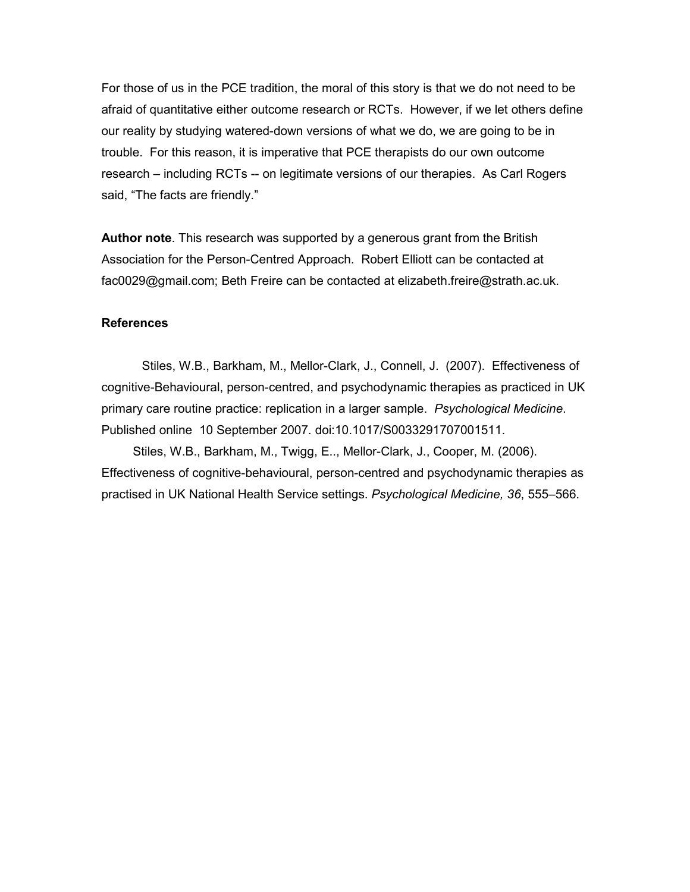For those of us in the PCE tradition, the moral of this story is that we do not need to be afraid of quantitative either outcome research or RCTs. However, if we let others define our reality by studying watered-down versions of what we do, we are going to be in trouble. For this reason, it is imperative that PCE therapists do our own outcome research – including RCTs -- on legitimate versions of our therapies. As Carl Rogers said, "The facts are friendly."

**Author note**. This research was supported by a generous grant from the British Association for the Person-Centred Approach. Robert Elliott can be contacted at fac0029@gmail.com; Beth Freire can be contacted at elizabeth.freire@strath.ac.uk.

**References**

Stiles, W.B., Barkham, M., Mellor-Clark, J., Connell, J. (2007). Effectiveness of cognitive-Behavioural, person-centred, and psychodynamic therapies as practiced in UK primary care routine practice: replication in a larger sample. *Psychological Medicine*. Published online 10 September 2007. doi:10.1017/S0033291707001511.

Stiles, W.B., Barkham, M., Twigg, E.., Mellor-Clark, J., Cooper, M. (2006). Effectiveness of cognitive-behavioural, person-centred and psychodynamic therapies as practised in UK National Health Service settings. *Psychological Medicine, 36*, 555–566.